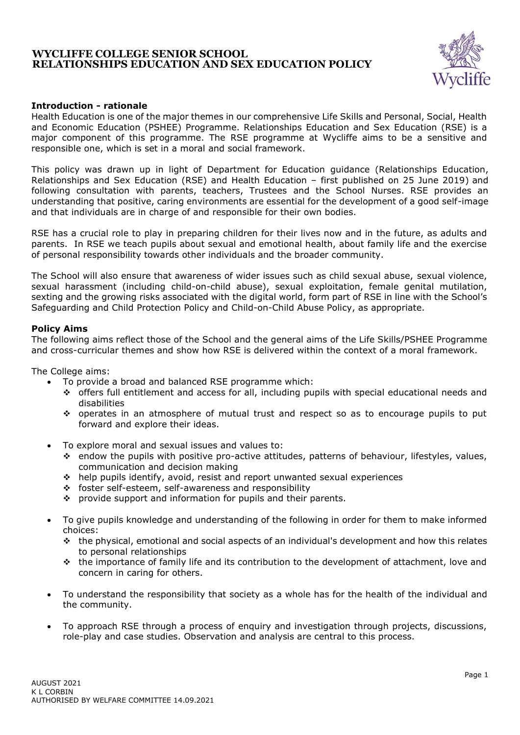# WYCLIFFE COLLEGE SENIOR SCHOOL
# RELATIONSHIPS EDUCATION AND SEX EDUCATION POLICY

## Introduction - rationale

Health Education is one of the major themes in our comprehensive Life Skills and Personal, Social, Health and Economic Education (PSHEE) Programme. Relationships Education and Sex Education (RSE) is a major component of this programme. The RSE programme at Wycliffe aims to be a sensitive and responsible one, which is set in a moral and social framework.

This policy was drawn up in light of Department for Education guidance (Relationships Education, Relationships and Sex Education (RSE) and Health Education – first published on 25 June 2019) and following consultation with parents, teachers, Trustees and the School Nurses. RSE provides an understanding that positive, caring environments are essential for the development of a good self-image and that individuals are in charge of and responsible for their own bodies.

RSE has a crucial role to play in preparing children for their lives now and in the future, as adults and parents. In RSE we teach pupils about sexual and emotional health, about family life and the exercise of personal responsibility towards other individuals and the broader community.

The School will also ensure that awareness of wider issues such as child sexual abuse, sexual violence, sexual harassment (including child-on-child abuse), sexual exploitation, female genital mutilation, sexting and the growing risks associated with the digital world, form part of RSE in line with the School's Safeguarding and Child Protection Policy and Child-on-Child Abuse Policy, as appropriate.

## Policy Aims

The following aims reflect those of the School and the general aims of the Life Skills/PSHEE Programme and cross-curricular themes and show how RSE is delivered within the context of a moral framework.

The College aims:

- To provide a broad and balanced RSE programme which:
  - offers full entitlement and access for all, including pupils with special educational needs and disabilities
  - operates in an atmosphere of mutual trust and respect so as to encourage pupils to put forward and explore their ideas.
- To explore moral and sexual issues and values to:
  - endow the pupils with positive pro-active attitudes, patterns of behaviour, lifestyles, values, communication and decision making
  - help pupils identify, avoid, resist and report unwanted sexual experiences
  - foster self-esteem, self-awareness and responsibility
  - provide support and information for pupils and their parents.
- To give pupils knowledge and understanding of the following in order for them to make informed choices:
  - the physical, emotional and social aspects of an individual's development and how this relates to personal relationships
  - the importance of family life and its contribution to the development of attachment, love and concern in caring for others.
- To understand the responsibility that society as a whole has for the health of the individual and the community.
- To approach RSE through a process of enquiry and investigation through projects, discussions, role-play and case studies. Observation and analysis are central to this process.

AUGUST 2021
K L CORBIN
AUTHORISED BY WELFARE COMMITTEE 14.09.2021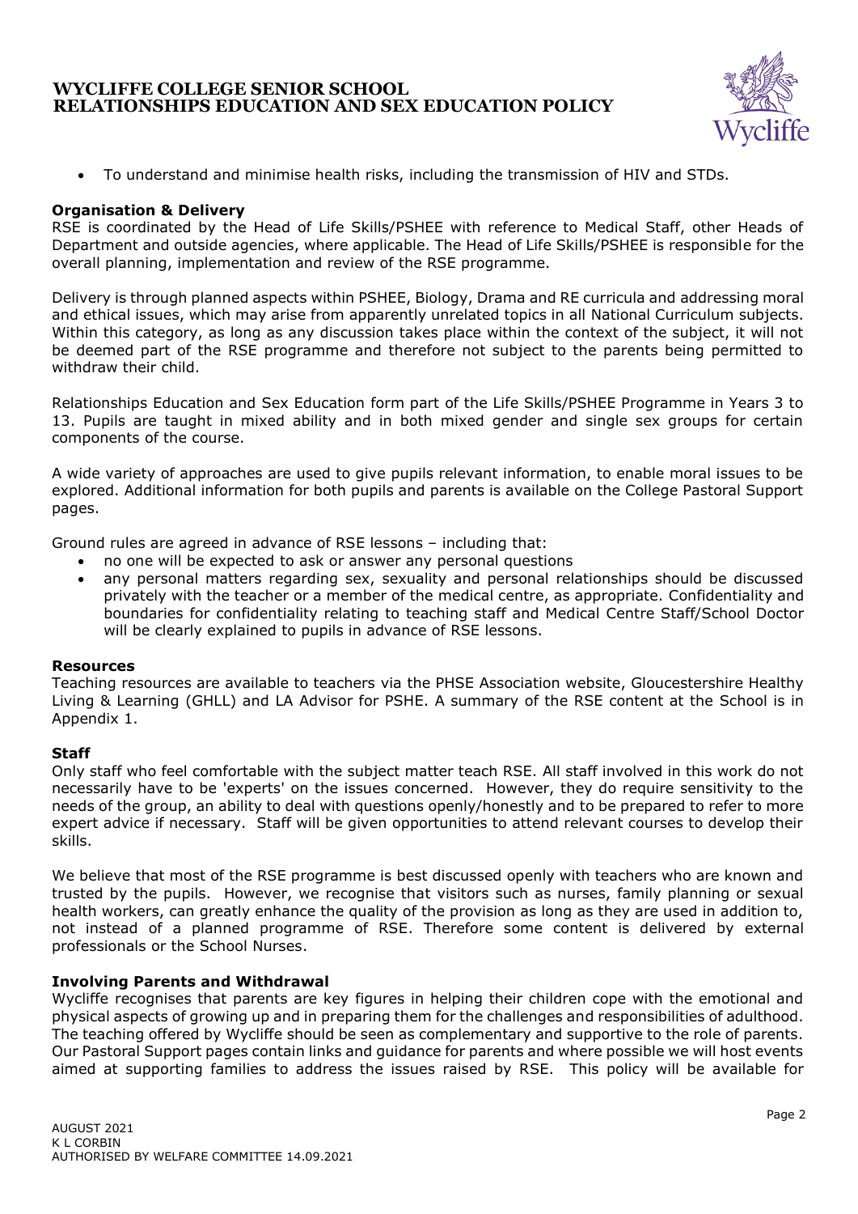- To understand and minimise health risks, including the transmission of HIV and STDs.

**Organisation & Delivery**

RSE is coordinated by the Head of Life Skills/PSHEE with reference to Medical Staff, other Heads of Department and outside agencies, where applicable. The Head of Life Skills/PSHEE is responsible for the overall planning, implementation and review of the RSE programme.

Delivery is through planned aspects within PSHEE, Biology, Drama and RE curricula and addressing moral and ethical issues, which may arise from apparently unrelated topics in all National Curriculum subjects. Within this category, as long as any discussion takes place within the context of the subject, it will not be deemed part of the RSE programme and therefore not subject to the parents being permitted to withdraw their child.

Relationships Education and Sex Education form part of the Life Skills/PSHEE Programme in Years 3 to 13. Pupils are taught in mixed ability and in both mixed gender and single sex groups for certain components of the course.

A wide variety of approaches are used to give pupils relevant information, to enable moral issues to be explored. Additional information for both pupils and parents is available on the College Pastoral Support pages.

Ground rules are agreed in advance of RSE lessons – including that:

- no one will be expected to ask or answer any personal questions
- any personal matters regarding sex, sexuality and personal relationships should be discussed privately with the teacher or a member of the medical centre, as appropriate. Confidentiality and boundaries for confidentiality relating to teaching staff and Medical Centre Staff/School Doctor will be clearly explained to pupils in advance of RSE lessons.

**Resources**

Teaching resources are available to teachers via the PHSE Association website, Gloucestershire Healthy Living & Learning (GHLL) and LA Advisor for PSHE. A summary of the RSE content at the School is in Appendix 1.

**Staff**

Only staff who feel comfortable with the subject matter teach RSE. All staff involved in this work do not necessarily have to be 'experts' on the issues concerned. However, they do require sensitivity to the needs of the group, an ability to deal with questions openly/honestly and to be prepared to refer to more expert advice if necessary. Staff will be given opportunities to attend relevant courses to develop their skills.

We believe that most of the RSE programme is best discussed openly with teachers who are known and trusted by the pupils. However, we recognise that visitors such as nurses, family planning or sexual health workers, can greatly enhance the quality of the provision as long as they are used in addition to, not instead of a planned programme of RSE. Therefore some content is delivered by external professionals or the School Nurses.

**Involving Parents and Withdrawal**

Wycliffe recognises that parents are key figures in helping their children cope with the emotional and physical aspects of growing up and in preparing them for the challenges and responsibilities of adulthood. The teaching offered by Wycliffe should be seen as complementary and supportive to the role of parents. Our Pastoral Support pages contain links and guidance for parents and where possible we will host events aimed at supporting families to address the issues raised by RSE. This policy will be available for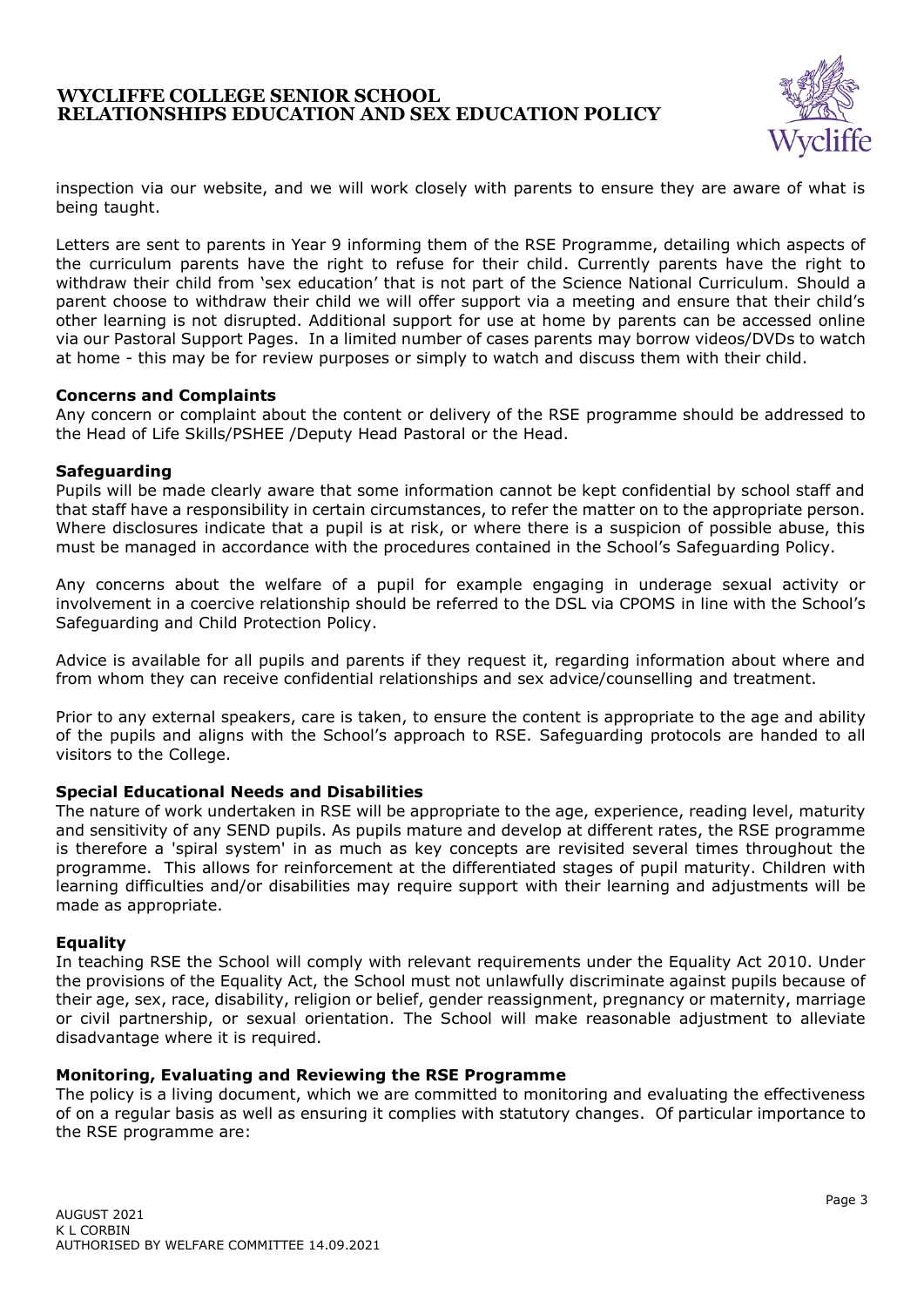inspection via our website, and we will work closely with parents to ensure they are aware of what is being taught.

Letters are sent to parents in Year 9 informing them of the RSE Programme, detailing which aspects of the curriculum parents have the right to refuse for their child. Currently parents have the right to withdraw their child from 'sex education' that is not part of the Science National Curriculum. Should a parent choose to withdraw their child we will offer support via a meeting and ensure that their child's other learning is not disrupted. Additional support for use at home by parents can be accessed online via our Pastoral Support Pages. In a limited number of cases parents may borrow videos/DVDs to watch at home - this may be for review purposes or simply to watch and discuss them with their child.

**Concerns and Complaints**

Any concern or complaint about the content or delivery of the RSE programme should be addressed to the Head of Life Skills/PSHEE /Deputy Head Pastoral or the Head.

**Safeguarding**

Pupils will be made clearly aware that some information cannot be kept confidential by school staff and that staff have a responsibility in certain circumstances, to refer the matter on to the appropriate person. Where disclosures indicate that a pupil is at risk, or where there is a suspicion of possible abuse, this must be managed in accordance with the procedures contained in the School's Safeguarding Policy.

Any concerns about the welfare of a pupil for example engaging in underage sexual activity or involvement in a coercive relationship should be referred to the DSL via CPOMS in line with the School's Safeguarding and Child Protection Policy.

Advice is available for all pupils and parents if they request it, regarding information about where and from whom they can receive confidential relationships and sex advice/counselling and treatment.

Prior to any external speakers, care is taken, to ensure the content is appropriate to the age and ability of the pupils and aligns with the School's approach to RSE. Safeguarding protocols are handed to all visitors to the College.

**Special Educational Needs and Disabilities**

The nature of work undertaken in RSE will be appropriate to the age, experience, reading level, maturity and sensitivity of any SEND pupils. As pupils mature and develop at different rates, the RSE programme is therefore a 'spiral system' in as much as key concepts are revisited several times throughout the programme. This allows for reinforcement at the differentiated stages of pupil maturity. Children with learning difficulties and/or disabilities may require support with their learning and adjustments will be made as appropriate.

**Equality**

In teaching RSE the School will comply with relevant requirements under the Equality Act 2010. Under the provisions of the Equality Act, the School must not unlawfully discriminate against pupils because of their age, sex, race, disability, religion or belief, gender reassignment, pregnancy or maternity, marriage or civil partnership, or sexual orientation. The School will make reasonable adjustment to alleviate disadvantage where it is required.

**Monitoring, Evaluating and Reviewing the RSE Programme**

The policy is a living document, which we are committed to monitoring and evaluating the effectiveness of on a regular basis as well as ensuring it complies with statutory changes. Of particular importance to the RSE programme are: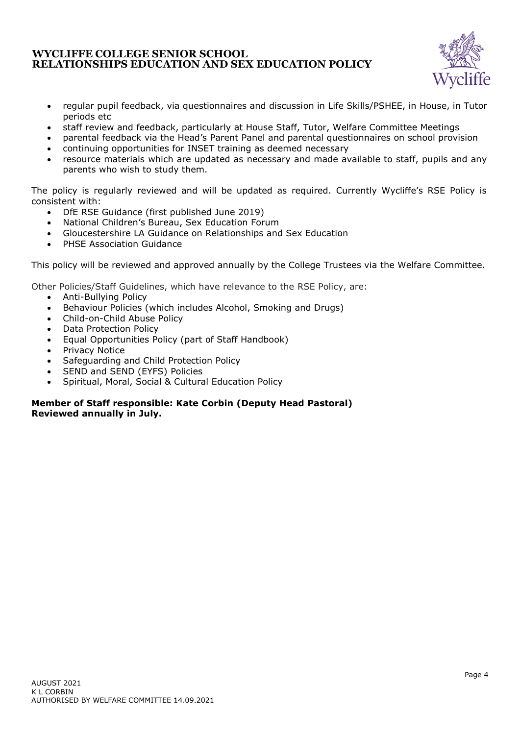- regular pupil feedback, via questionnaires and discussion in Life Skills/PSHEE, in House, in Tutor periods etc
- staff review and feedback, particularly at House Staff, Tutor, Welfare Committee Meetings
- parental feedback via the Head's Parent Panel and parental questionnaires on school provision
- continuing opportunities for INSET training as deemed necessary
- resource materials which are updated as necessary and made available to staff, pupils and any parents who wish to study them.

The policy is regularly reviewed and will be updated as required. Currently Wycliffe's RSE Policy is consistent with:

- DfE RSE Guidance (first published June 2019)
- National Children's Bureau, Sex Education Forum
- Gloucestershire LA Guidance on Relationships and Sex Education
- PHSE Association Guidance

This policy will be reviewed and approved annually by the College Trustees via the Welfare Committee.

Other Policies/Staff Guidelines, which have relevance to the RSE Policy, are:

- Anti-Bullying Policy
- Behaviour Policies (which includes Alcohol, Smoking and Drugs)
- Child-on-Child Abuse Policy
- Data Protection Policy
- Equal Opportunities Policy (part of Staff Handbook)
- Privacy Notice
- Safeguarding and Child Protection Policy
- SEND and SEND (EYFS) Policies
- Spiritual, Moral, Social & Cultural Education Policy

**Member of Staff responsible: Kate Corbin (Deputy Head Pastoral)**
**Reviewed annually in July.**

AUGUST 2021
K L CORBIN
AUTHORISED BY WELFARE COMMITTEE 14.09.2021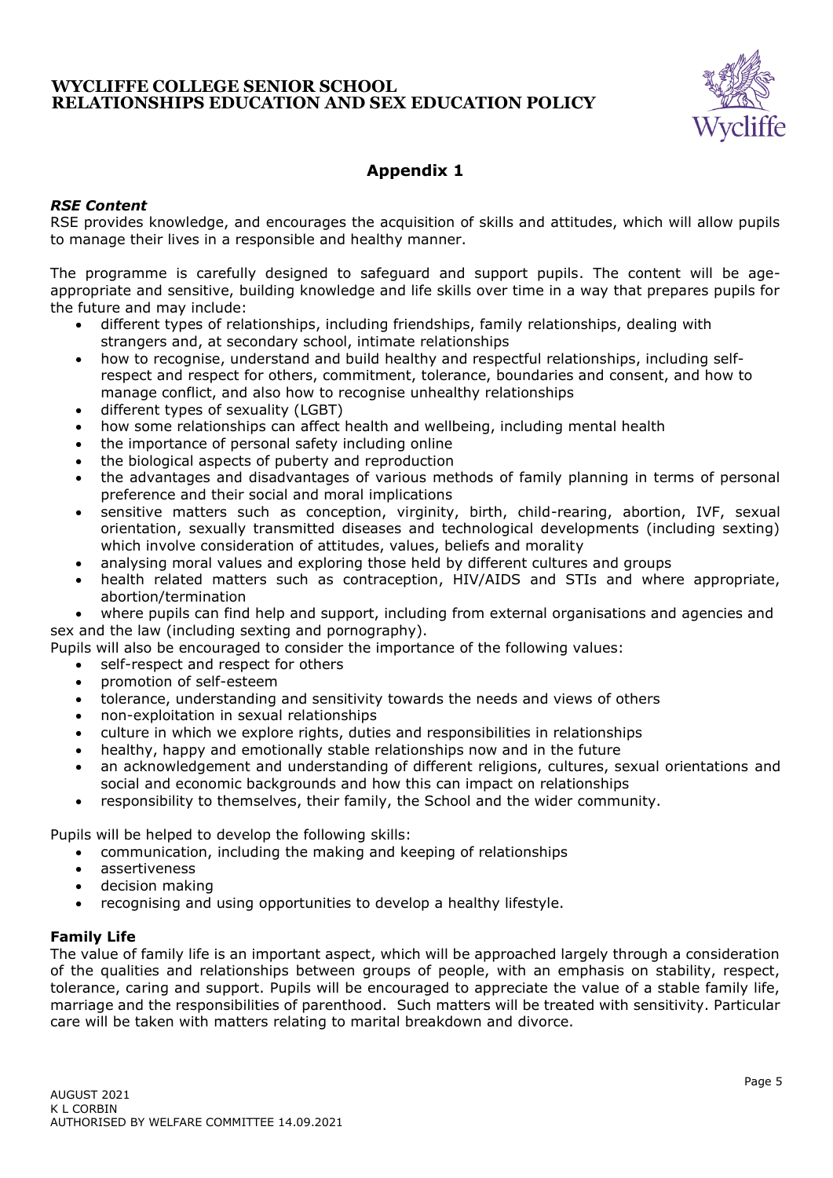## Appendix 1

### *RSE Content*

RSE provides knowledge, and encourages the acquisition of skills and attitudes, which will allow pupils to manage their lives in a responsible and healthy manner.

The programme is carefully designed to safeguard and support pupils. The content will be age-appropriate and sensitive, building knowledge and life skills over time in a way that prepares pupils for the future and may include:

- different types of relationships, including friendships, family relationships, dealing with strangers and, at secondary school, intimate relationships
- how to recognise, understand and build healthy and respectful relationships, including self-respect and respect for others, commitment, tolerance, boundaries and consent, and how to manage conflict, and also how to recognise unhealthy relationships
- different types of sexuality (LGBT)
- how some relationships can affect health and wellbeing, including mental health
- the importance of personal safety including online
- the biological aspects of puberty and reproduction
- the advantages and disadvantages of various methods of family planning in terms of personal preference and their social and moral implications
- sensitive matters such as conception, virginity, birth, child-rearing, abortion, IVF, sexual orientation, sexually transmitted diseases and technological developments (including sexting) which involve consideration of attitudes, values, beliefs and morality
- analysing moral values and exploring those held by different cultures and groups
- health related matters such as contraception, HIV/AIDS and STIs and where appropriate, abortion/termination
- where pupils can find help and support, including from external organisations and agencies and sex and the law (including sexting and pornography).

Pupils will also be encouraged to consider the importance of the following values:

- self-respect and respect for others
- promotion of self-esteem
- tolerance, understanding and sensitivity towards the needs and views of others
- non-exploitation in sexual relationships
- culture in which we explore rights, duties and responsibilities in relationships
- healthy, happy and emotionally stable relationships now and in the future
- an acknowledgement and understanding of different religions, cultures, sexual orientations and social and economic backgrounds and how this can impact on relationships
- responsibility to themselves, their family, the School and the wider community.

Pupils will be helped to develop the following skills:

- communication, including the making and keeping of relationships
- assertiveness
- decision making
- recognising and using opportunities to develop a healthy lifestyle.

### Family Life

The value of family life is an important aspect, which will be approached largely through a consideration of the qualities and relationships between groups of people, with an emphasis on stability, respect, tolerance, caring and support. Pupils will be encouraged to appreciate the value of a stable family life, marriage and the responsibilities of parenthood. Such matters will be treated with sensitivity. Particular care will be taken with matters relating to marital breakdown and divorce.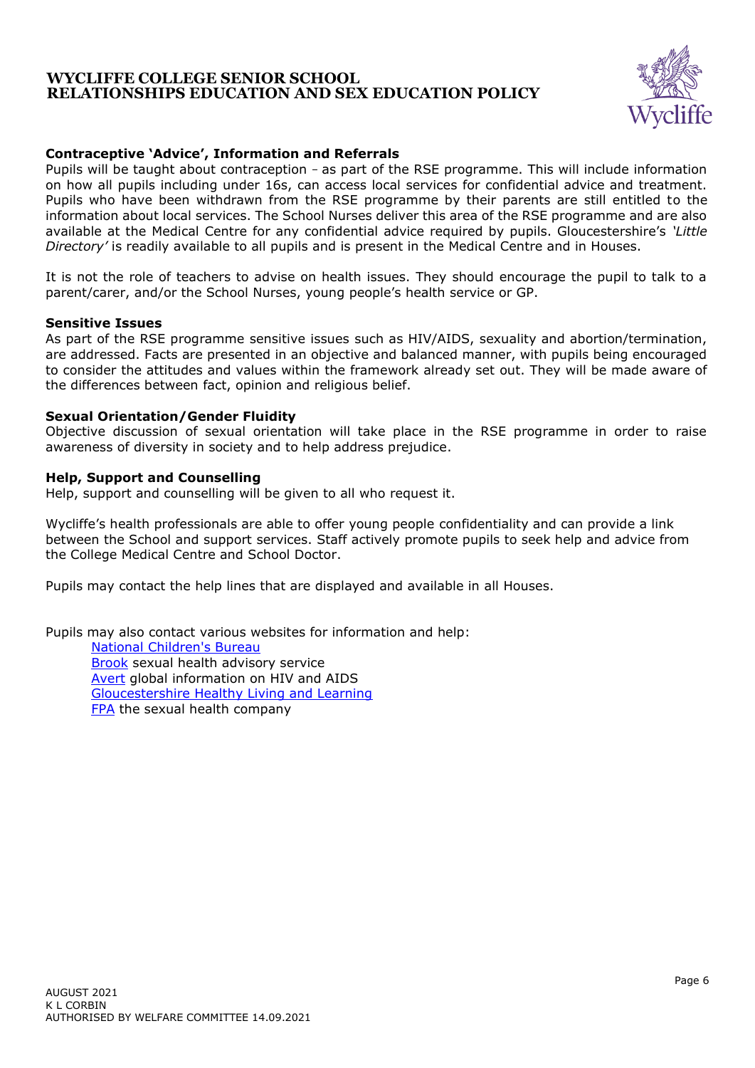### Contraceptive 'Advice', Information and Referrals

Pupils will be taught about contraception – as part of the RSE programme. This will include information on how all pupils including under 16s, can access local services for confidential advice and treatment. Pupils who have been withdrawn from the RSE programme by their parents are still entitled to the information about local services. The School Nurses deliver this area of the RSE programme and are also available at the Medical Centre for any confidential advice required by pupils. Gloucestershire's *'Little Directory'* is readily available to all pupils and is present in the Medical Centre and in Houses.

It is not the role of teachers to advise on health issues. They should encourage the pupil to talk to a parent/carer, and/or the School Nurses, young people's health service or GP.

### Sensitive Issues

As part of the RSE programme sensitive issues such as HIV/AIDS, sexuality and abortion/termination, are addressed. Facts are presented in an objective and balanced manner, with pupils being encouraged to consider the attitudes and values within the framework already set out. They will be made aware of the differences between fact, opinion and religious belief.

### Sexual Orientation/Gender Fluidity

Objective discussion of sexual orientation will take place in the RSE programme in order to raise awareness of diversity in society and to help address prejudice.

### Help, Support and Counselling

Help, support and counselling will be given to all who request it.

Wycliffe's health professionals are able to offer young people confidentiality and can provide a link between the School and support services. Staff actively promote pupils to seek help and advice from the College Medical Centre and School Doctor.

Pupils may contact the help lines that are displayed and available in all Houses.

Pupils may also contact various websites for information and help:

- National Children's Bureau
- Brook sexual health advisory service
- Avert global information on HIV and AIDS
- Gloucestershire Healthy Living and Learning
- FPA the sexual health company

AUGUST 2021
K L CORBIN
AUTHORISED BY WELFARE COMMITTEE 14.09.2021